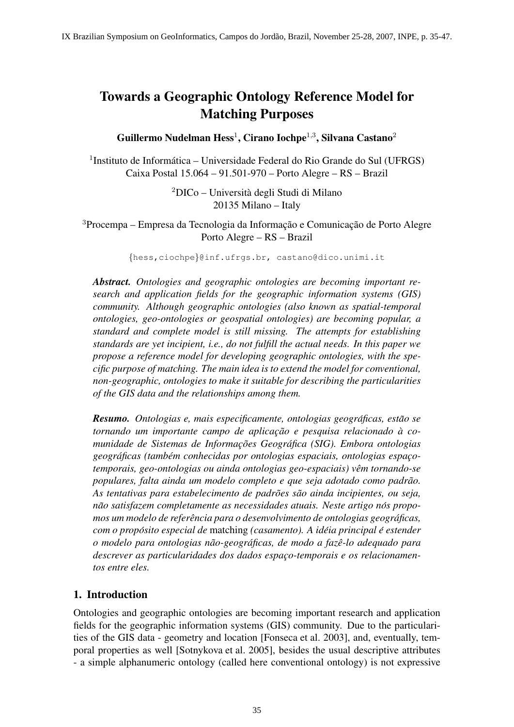# Towards a Geographic Ontology Reference Model for Matching Purposes

**Guillermo Nudelman Hess**[1], **Cirano Iochpe**[1,3], **Silvana Castano**[2]

[1]Instituto de Informática – Universidade Federal do Rio Grande do Sul (UFRGS)
Caixa Postal 15.064 – 91.501-970 – Porto Alegre – RS – Brazil

[2]DICo – Università degli Studi di Milano
20135 Milano – Italy

[3]Procempa – Empresa da Tecnologia da Informação e Comunicação de Porto Alegre
Porto Alegre – RS – Brazil

{hess,ciochpe}@inf.ufrgs.br, castano@dico.unimi.it

***Abstract.*** *Ontologies and geographic ontologies are becoming important research and application fields for the geographic information systems (GIS) community. Although geographic ontologies (also known as spatial-temporal ontologies, geo-ontologies or geospatial ontologies) are becoming popular, a standard and complete model is still missing. The attempts for establishing standards are yet incipient, i.e., do not fulfill the actual needs. In this paper we propose a reference model for developing geographic ontologies, with the specific purpose of matching. The main idea is to extend the model for conventional, non-geographic, ontologies to make it suitable for describing the particularities of the GIS data and the relationships among them.*

***Resumo.*** *Ontologias e, mais especificamente, ontologias geográficas, estão se tornando um importante campo de aplicação e pesquisa relacionado à comunidade de Sistemas de Informações Geográfica (SIG). Embora ontologias geográficas (também conhecidas por ontologias espaciais, ontologias espaço-temporais, geo-ontologias ou ainda ontologias geo-espaciais) vêm tornando-se populares, falta ainda um modelo completo e que seja adotado como padrão. As tentativas para estabelecimento de padrões são ainda incipientes, ou seja, não satisfazem completamente as necessidades atuais. Neste artigo nós propomos um modelo de referência para o desenvolvimento de ontologias geográficas, com o propósito especial de* matching *(casamento). A idéia principal é estender o modelo para ontologias não-geográficas, de modo a fazê-lo adequado para descrever as particularidades dos dados espaço-temporais e os relacionamentos entre eles.*

## 1. Introduction

Ontologies and geographic ontologies are becoming important research and application fields for the geographic information systems (GIS) community. Due to the particularities of the GIS data - geometry and location [Fonseca et al. 2003], and, eventually, temporal properties as well [Sotnykova et al. 2005], besides the usual descriptive attributes - a simple alphanumeric ontology (called here conventional ontology) is not expressive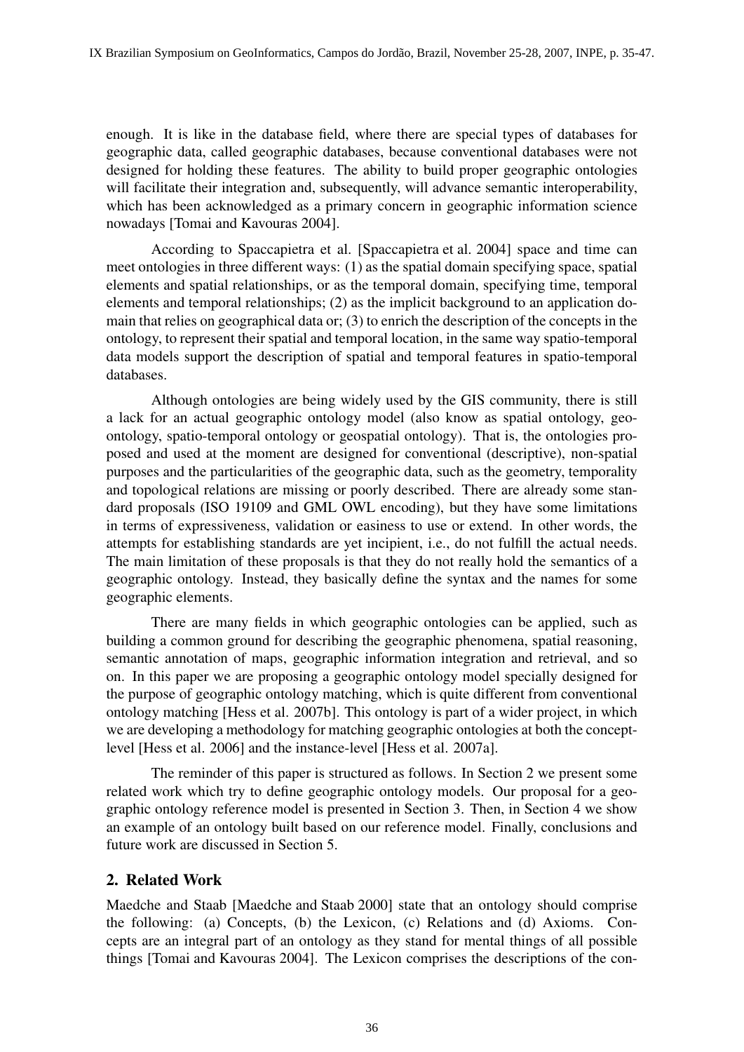enough. It is like in the database field, where there are special types of databases for geographic data, called geographic databases, because conventional databases were not designed for holding these features. The ability to build proper geographic ontologies will facilitate their integration and, subsequently, will advance semantic interoperability, which has been acknowledged as a primary concern in geographic information science nowadays [Tomai and Kavouras 2004].

According to Spaccapietra et al. [Spaccapietra et al. 2004] space and time can meet ontologies in three different ways: (1) as the spatial domain specifying space, spatial elements and spatial relationships, or as the temporal domain, specifying time, temporal elements and temporal relationships; (2) as the implicit background to an application domain that relies on geographical data or; (3) to enrich the description of the concepts in the ontology, to represent their spatial and temporal location, in the same way spatio-temporal data models support the description of spatial and temporal features in spatio-temporal databases.

Although ontologies are being widely used by the GIS community, there is still a lack for an actual geographic ontology model (also know as spatial ontology, geo-ontology, spatio-temporal ontology or geospatial ontology). That is, the ontologies proposed and used at the moment are designed for conventional (descriptive), non-spatial purposes and the particularities of the geographic data, such as the geometry, temporality and topological relations are missing or poorly described. There are already some standard proposals (ISO 19109 and GML OWL encoding), but they have some limitations in terms of expressiveness, validation or easiness to use or extend. In other words, the attempts for establishing standards are yet incipient, i.e., do not fulfill the actual needs. The main limitation of these proposals is that they do not really hold the semantics of a geographic ontology. Instead, they basically define the syntax and the names for some geographic elements.

There are many fields in which geographic ontologies can be applied, such as building a common ground for describing the geographic phenomena, spatial reasoning, semantic annotation of maps, geographic information integration and retrieval, and so on. In this paper we are proposing a geographic ontology model specially designed for the purpose of geographic ontology matching, which is quite different from conventional ontology matching [Hess et al. 2007b]. This ontology is part of a wider project, in which we are developing a methodology for matching geographic ontologies at both the concept-level [Hess et al. 2006] and the instance-level [Hess et al. 2007a].

The reminder of this paper is structured as follows. In Section 2 we present some related work which try to define geographic ontology models. Our proposal for a geographic ontology reference model is presented in Section 3. Then, in Section 4 we show an example of an ontology built based on our reference model. Finally, conclusions and future work are discussed in Section 5.

## 2. Related Work

Maedche and Staab [Maedche and Staab 2000] state that an ontology should comprise the following: (a) Concepts, (b) the Lexicon, (c) Relations and (d) Axioms. Concepts are an integral part of an ontology as they stand for mental things of all possible things [Tomai and Kavouras 2004]. The Lexicon comprises the descriptions of the con-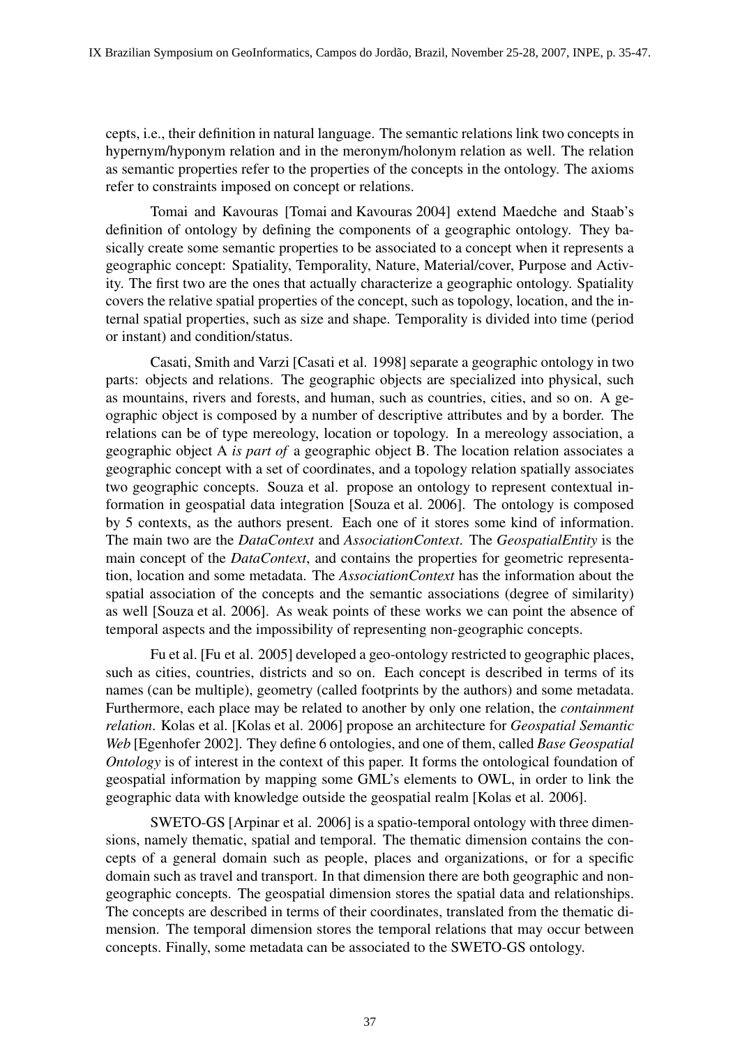cepts, i.e., their definition in natural language. The semantic relations link two concepts in hypernym/hyponym relation and in the meronym/holonym relation as well. The relation as semantic properties refer to the properties of the concepts in the ontology. The axioms refer to constraints imposed on concept or relations.

Tomai and Kavouras [Tomai and Kavouras 2004] extend Maedche and Staab's definition of ontology by defining the components of a geographic ontology. They basically create some semantic properties to be associated to a concept when it represents a geographic concept: Spatiality, Temporality, Nature, Material/cover, Purpose and Activity. The first two are the ones that actually characterize a geographic ontology. Spatiality covers the relative spatial properties of the concept, such as topology, location, and the internal spatial properties, such as size and shape. Temporality is divided into time (period or instant) and condition/status.

Casati, Smith and Varzi [Casati et al. 1998] separate a geographic ontology in two parts: objects and relations. The geographic objects are specialized into physical, such as mountains, rivers and forests, and human, such as countries, cities, and so on. A geographic object is composed by a number of descriptive attributes and by a border. The relations can be of type mereology, location or topology. In a mereology association, a geographic object A *is part of* a geographic object B. The location relation associates a geographic concept with a set of coordinates, and a topology relation spatially associates two geographic concepts. Souza et al. propose an ontology to represent contextual information in geospatial data integration [Souza et al. 2006]. The ontology is composed by 5 contexts, as the authors present. Each one of it stores some kind of information. The main two are the *DataContext* and *AssociationContext*. The *GeospatialEntity* is the main concept of the *DataContext*, and contains the properties for geometric representation, location and some metadata. The *AssociationContext* has the information about the spatial association of the concepts and the semantic associations (degree of similarity) as well [Souza et al. 2006]. As weak points of these works we can point the absence of temporal aspects and the impossibility of representing non-geographic concepts.

Fu et al. [Fu et al. 2005] developed a geo-ontology restricted to geographic places, such as cities, countries, districts and so on. Each concept is described in terms of its names (can be multiple), geometry (called footprints by the authors) and some metadata. Furthermore, each place may be related to another by only one relation, the *containment relation*. Kolas et al. [Kolas et al. 2006] propose an architecture for *Geospatial Semantic Web* [Egenhofer 2002]. They define 6 ontologies, and one of them, called *Base Geospatial Ontology* is of interest in the context of this paper. It forms the ontological foundation of geospatial information by mapping some GML's elements to OWL, in order to link the geographic data with knowledge outside the geospatial realm [Kolas et al. 2006].

SWETO-GS [Arpinar et al. 2006] is a spatio-temporal ontology with three dimensions, namely thematic, spatial and temporal. The thematic dimension contains the concepts of a general domain such as people, places and organizations, or for a specific domain such as travel and transport. In that dimension there are both geographic and non-geographic concepts. The geospatial dimension stores the spatial data and relationships. The concepts are described in terms of their coordinates, translated from the thematic dimension. The temporal dimension stores the temporal relations that may occur between concepts. Finally, some metadata can be associated to the SWETO-GS ontology.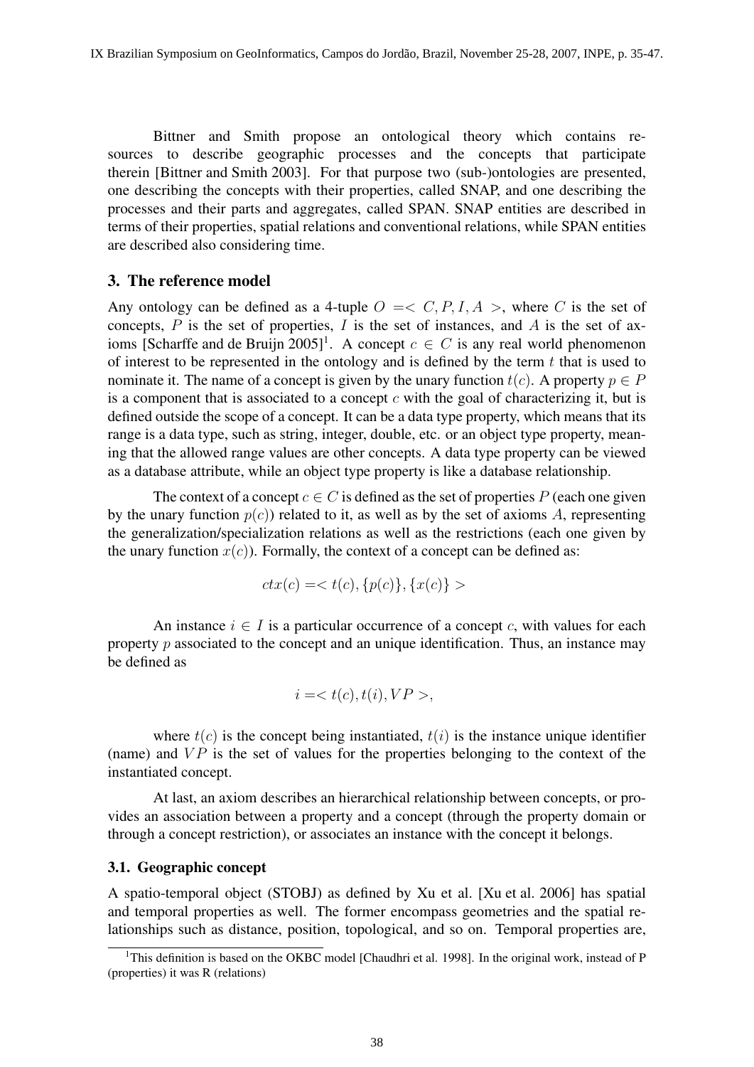Bittner and Smith propose an ontological theory which contains resources to describe geographic processes and the concepts that participate therein [Bittner and Smith 2003]. For that purpose two (sub-)ontologies are presented, one describing the concepts with their properties, called SNAP, and one describing the processes and their parts and aggregates, called SPAN. SNAP entities are described in terms of their properties, spatial relations and conventional relations, while SPAN entities are described also considering time.

## 3. The reference model

Any ontology can be defined as a 4-tuple $O = < C, P, I, A >$, where $C$ is the set of concepts, $P$ is the set of properties, $I$ is the set of instances, and $A$ is the set of axioms [Scharffe and de Bruijn 2005][1]. A concept $c \in C$ is any real world phenomenon of interest to be represented in the ontology and is defined by the term $t$ that is used to nominate it. The name of a concept is given by the unary function $t(c)$. A property $p \in P$ is a component that is associated to a concept $c$ with the goal of characterizing it, but is defined outside the scope of a concept. It can be a data type property, which means that its range is a data type, such as string, integer, double, etc. or an object type property, meaning that the allowed range values are other concepts. A data type property can be viewed as a database attribute, while an object type property is like a database relationship.

The context of a concept $c \in C$ is defined as the set of properties $P$ (each one given by the unary function $p(c)$) related to it, as well as by the set of axioms $A$, representing the generalization/specialization relations as well as the restrictions (each one given by the unary function $x(c)$). Formally, the context of a concept can be defined as:

$$ctx(c) = < t(c), \{p(c)\}, \{x(c)\} >$$

An instance $i \in I$ is a particular occurrence of a concept $c$, with values for each property $p$ associated to the concept and an unique identification. Thus, an instance may be defined as

$$i = < t(c), t(i), VP >,$$

where $t(c)$ is the concept being instantiated, $t(i)$ is the instance unique identifier (name) and $VP$ is the set of values for the properties belonging to the context of the instantiated concept.

At last, an axiom describes an hierarchical relationship between concepts, or provides an association between a property and a concept (through the property domain or through a concept restriction), or associates an instance with the concept it belongs.

### 3.1. Geographic concept

A spatio-temporal object (STOBJ) as defined by Xu et al. [Xu et al. 2006] has spatial and temporal properties as well. The former encompass geometries and the spatial relationships such as distance, position, topological, and so on. Temporal properties are,

[1] This definition is based on the OKBC model [Chaudhri et al. 1998]. In the original work, instead of P (properties) it was R (relations)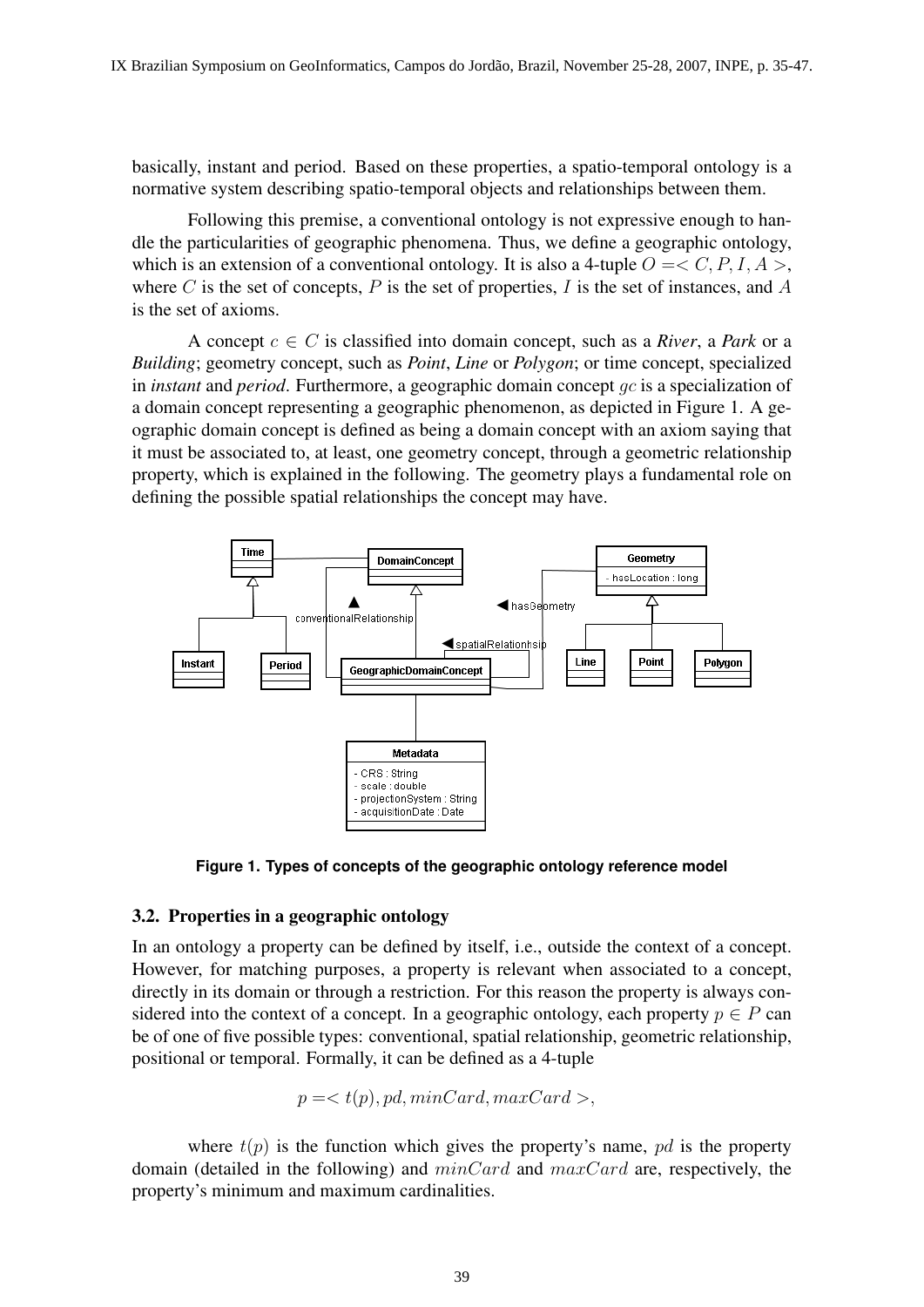basically, instant and period. Based on these properties, a spatio-temporal ontology is a normative system describing spatio-temporal objects and relationships between them.

Following this premise, a conventional ontology is not expressive enough to handle the particularities of geographic phenomena. Thus, we define a geographic ontology, which is an extension of a conventional ontology. It is also a 4-tuple $O =< C, P, I, A >$, where $C$ is the set of concepts, $P$ is the set of properties, $I$ is the set of instances, and $A$ is the set of axioms.

A concept $c \in C$ is classified into domain concept, such as a ***River***, a ***Park*** or a ***Building***; geometry concept, such as ***Point***, ***Line*** or ***Polygon***; or time concept, specialized in *instant* and *period*. Furthermore, a geographic domain concept $gc$ is a specialization of a domain concept representing a geographic phenomenon, as depicted in Figure 1. A geographic domain concept is defined as being a domain concept with an axiom saying that it must be associated to, at least, one geometry concept, through a geometric relationship property, which is explained in the following. The geometry plays a fundamental role on defining the possible spatial relationships the concept may have.

**Figure 1. Types of concepts of the geographic ontology reference model**

### 3.2. Properties in a geographic ontology

In an ontology a property can be defined by itself, i.e., outside the context of a concept. However, for matching purposes, a property is relevant when associated to a concept, directly in its domain or through a restriction. For this reason the property is always considered into the context of a concept. In a geographic ontology, each property $p \in P$ can be of one of five possible types: conventional, spatial relationship, geometric relationship, positional or temporal. Formally, it can be defined as a 4-tuple

$$p =< t(p), pd, minCard, maxCard >,$$

where $t(p)$ is the function which gives the property's name, $pd$ is the property domain (detailed in the following) and $minCard$ and $maxCard$ are, respectively, the property's minimum and maximum cardinalities.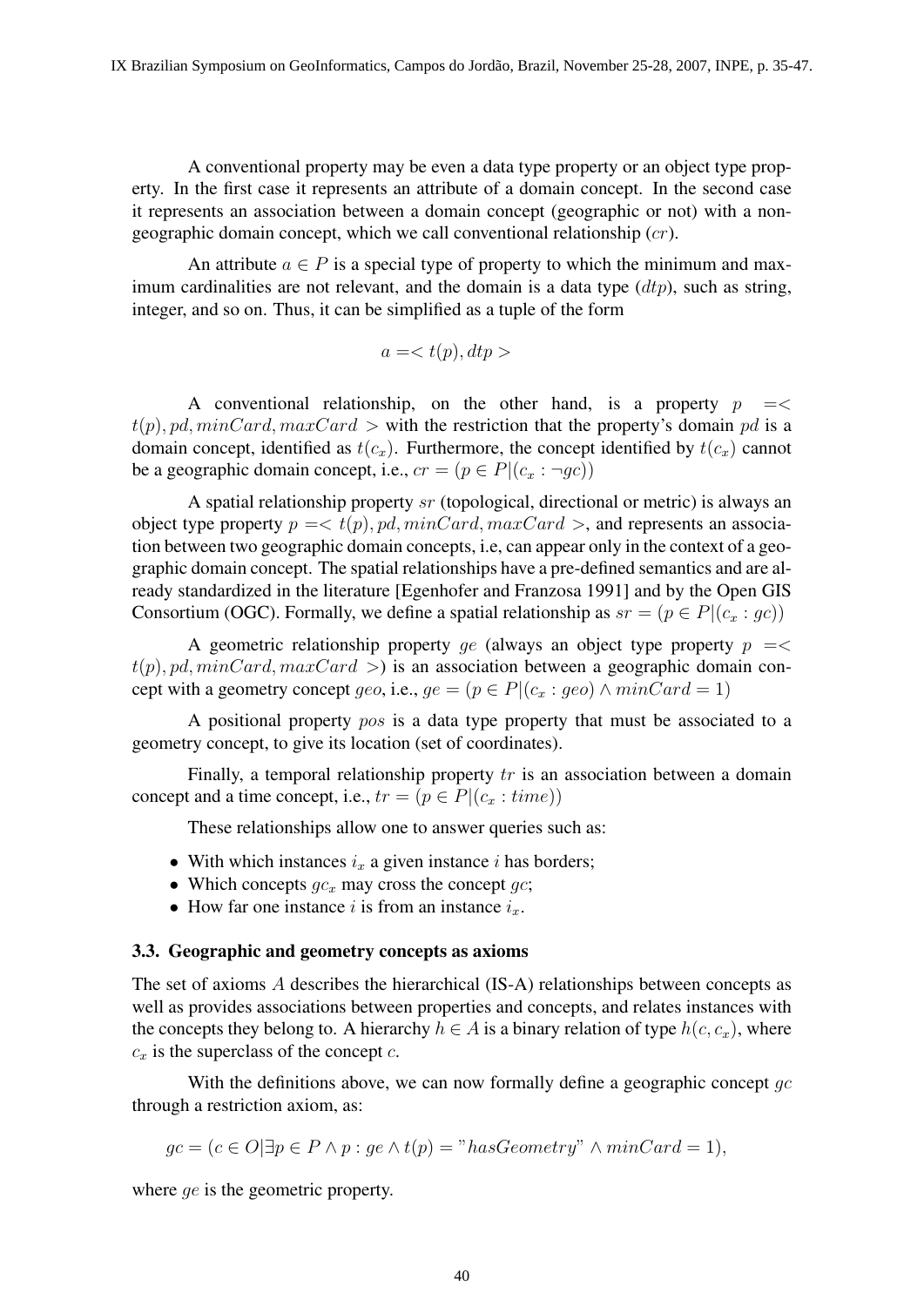A conventional property may be even a data type property or an object type property. In the first case it represents an attribute of a domain concept. In the second case it represents an association between a domain concept (geographic or not) with a non-geographic domain concept, which we call conventional relationship ($cr$).

An attribute $a \in P$ is a special type of property to which the minimum and maximum cardinalities are not relevant, and the domain is a data type ($dtp$), such as string, integer, and so on. Thus, it can be simplified as a tuple of the form

$$a =< t(p), dtp >$$

A conventional relationship, on the other hand, is a property $p =< t(p), pd, minCard, maxCard >$ with the restriction that the property's domain $pd$ is a domain concept, identified as $t(c_x)$. Furthermore, the concept identified by $t(c_x)$ cannot be a geographic domain concept, i.e., $cr = (p \in P | (c_x : \neg gc))$

A spatial relationship property $sr$ (topological, directional or metric) is always an object type property $p =< t(p), pd, minCard, maxCard >$, and represents an association between two geographic domain concepts, i.e, can appear only in the context of a geographic domain concept. The spatial relationships have a pre-defined semantics and are already standardized in the literature [Egenhofer and Franzosa 1991] and by the Open GIS Consortium (OGC). Formally, we define a spatial relationship as $sr = (p \in P | (c_x : gc))$

A geometric relationship property $ge$ (always an object type property $p =< t(p), pd, minCard, maxCard >$) is an association between a geographic domain concept with a geometry concept $geo$, i.e., $ge = (p \in P | (c_x : geo) \wedge minCard = 1)$

A positional property $pos$ is a data type property that must be associated to a geometry concept, to give its location (set of coordinates).

Finally, a temporal relationship property $tr$ is an association between a domain concept and a time concept, i.e., $tr = (p \in P | (c_x : time))$

These relationships allow one to answer queries such as:

- With which instances $i_x$ a given instance $i$ has borders;
- Which concepts $gc_x$ may cross the concept $gc$;
- How far one instance $i$ is from an instance $i_x$.

### 3.3. Geographic and geometry concepts as axioms

The set of axioms $A$ describes the hierarchical (IS-A) relationships between concepts as well as provides associations between properties and concepts, and relates instances with the concepts they belong to. A hierarchy $h \in A$ is a binary relation of type $h(c, c_x)$, where $c_x$ is the superclass of the concept $c$.

With the definitions above, we can now formally define a geographic concept $gc$ through a restriction axiom, as:

$$gc = (c \in O | \exists p \in P \wedge p : ge \wedge t(p) = \text{"}hasGeometry\text{"} \wedge minCard = 1),$$

where $ge$ is the geometric property.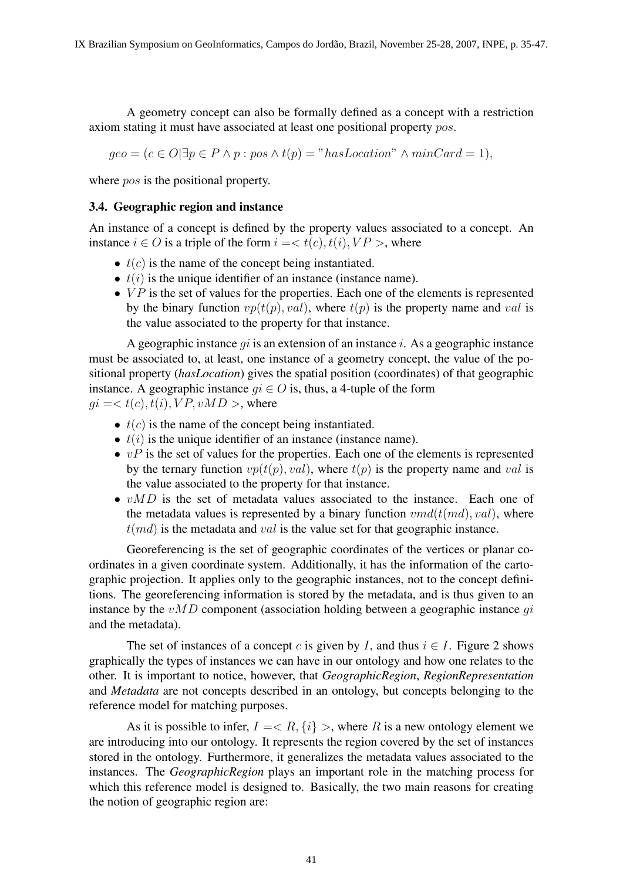A geometry concept can also be formally defined as a concept with a restriction axiom stating it must have associated at least one positional property $pos$.

$$geo = (c \in O | \exists p \in P \land p : pos \land t(p) = "hasLocation" \land minCard = 1),$$

where $pos$ is the positional property.

### 3.4. Geographic region and instance

An instance of a concept is defined by the property values associated to a concept. An instance $i \in O$ is a triple of the form $i =< t(c), t(i), VP >$, where

- $t(c)$ is the name of the concept being instantiated.
- $t(i)$ is the unique identifier of an instance (instance name).
- $VP$ is the set of values for the properties. Each one of the elements is represented by the binary function $vp(t(p), val)$, where $t(p)$ is the property name and $val$ is the value associated to the property for that instance.

A geographic instance $gi$ is an extension of an instance $i$. As a geographic instance must be associated to, at least, one instance of a geometry concept, the value of the positional property (***hasLocation***) gives the spatial position (coordinates) of that geographic instance. A geographic instance $gi \in O$ is, thus, a 4-tuple of the form $gi =< t(c), t(i), VP, vMD >$, where

- $t(c)$ is the name of the concept being instantiated.
- $t(i)$ is the unique identifier of an instance (instance name).
- $vP$ is the set of values for the properties. Each one of the elements is represented by the ternary function $vp(t(p), val)$, where $t(p)$ is the property name and $val$ is the value associated to the property for that instance.
- $vMD$ is the set of metadata values associated to the instance. Each one of the metadata values is represented by a binary function $vmd(t(md), val)$, where $t(md)$ is the metadata and $val$ is the value set for that geographic instance.

Georeferencing is the set of geographic coordinates of the vertices or planar coordinates in a given coordinate system. Additionally, it has the information of the cartographic projection. It applies only to the geographic instances, not to the concept definitions. The georeferencing information is stored by the metadata, and is thus given to an instance by the $vMD$ component (association holding between a geographic instance $gi$ and the metadata).

The set of instances of a concept $c$ is given by $I$, and thus $i \in I$. Figure 2 shows graphically the types of instances we can have in our ontology and how one relates to the other. It is important to notice, however, that ***GeographicRegion***, ***RegionRepresentation*** and ***Metadata*** are not concepts described in an ontology, but concepts belonging to the reference model for matching purposes.

As it is possible to infer, $I =< R, \{i\} >$, where $R$ is a new ontology element we are introducing into our ontology. It represents the region covered by the set of instances stored in the ontology. Furthermore, it generalizes the metadata values associated to the instances. The ***GeographicRegion*** plays an important role in the matching process for which this reference model is designed to. Basically, the two main reasons for creating the notion of geographic region are: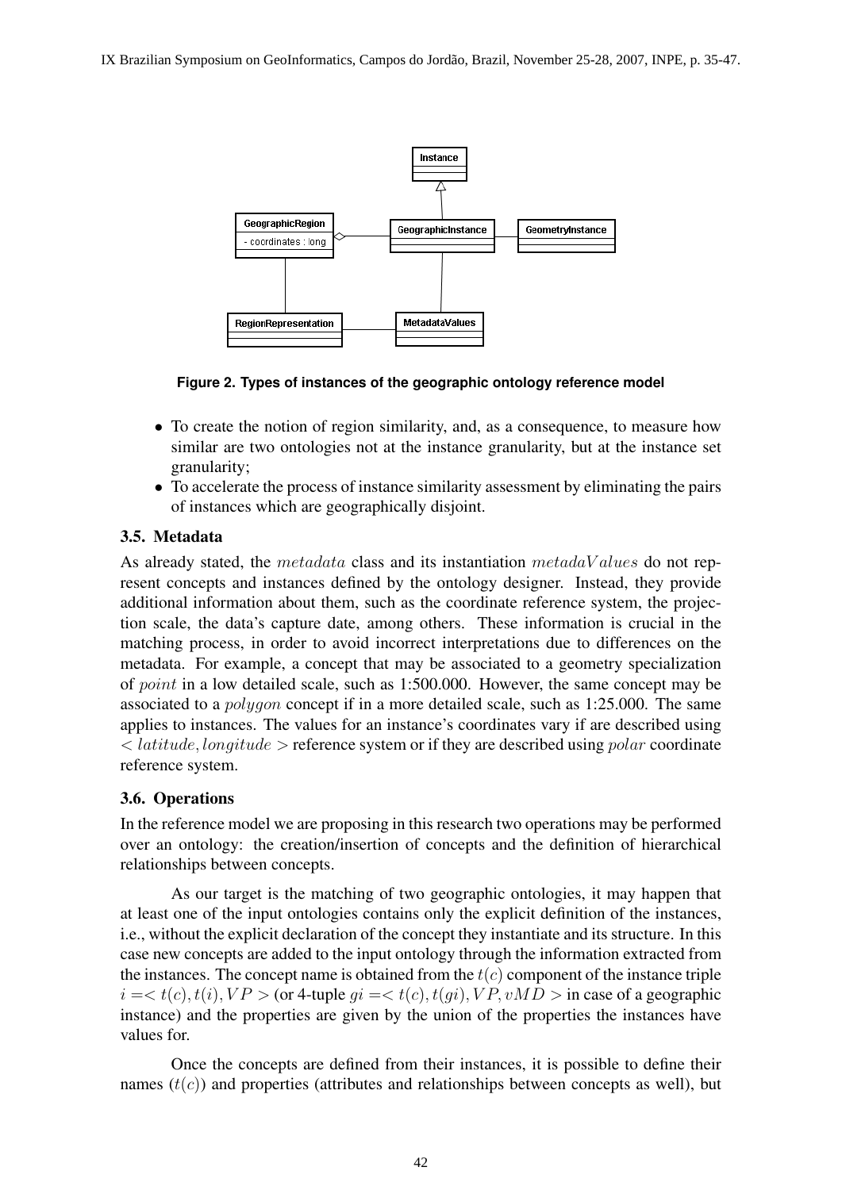Figure 2. Types of instances of the geographic ontology reference model

- To create the notion of region similarity, and, as a consequence, to measure how similar are two ontologies not at the instance granularity, but at the instance set granularity;
- To accelerate the process of instance similarity assessment by eliminating the pairs of instances which are geographically disjoint.

### 3.5. Metadata

As already stated, the $metadata$ class and its instantiation $metadaValues$ do not represent concepts and instances defined by the ontology designer. Instead, they provide additional information about them, such as the coordinate reference system, the projection scale, the data's capture date, among others. These information is crucial in the matching process, in order to avoid incorrect interpretations due to differences on the metadata. For example, a concept that may be associated to a geometry specialization of $point$ in a low detailed scale, such as 1:500.000. However, the same concept may be associated to a $polygon$ concept if in a more detailed scale, such as 1:25.000. The same applies to instances. The values for an instance's coordinates vary if are described using $< latitude, longitude >$ reference system or if they are described using $polar$ coordinate reference system.

### 3.6. Operations

In the reference model we are proposing in this research two operations may be performed over an ontology: the creation/insertion of concepts and the definition of hierarchical relationships between concepts.

As our target is the matching of two geographic ontologies, it may happen that at least one of the input ontologies contains only the explicit definition of the instances, i.e., without the explicit declaration of the concept they instantiate and its structure. In this case new concepts are added to the input ontology through the information extracted from the instances. The concept name is obtained from the $t(c)$ component of the instance triple $i =< t(c), t(i), VP >$ (or 4-tuple $gi =< t(c), t(gi), VP, vMD >$ in case of a geographic instance) and the properties are given by the union of the properties the instances have values for.

Once the concepts are defined from their instances, it is possible to define their names ($t(c)$) and properties (attributes and relationships between concepts as well), but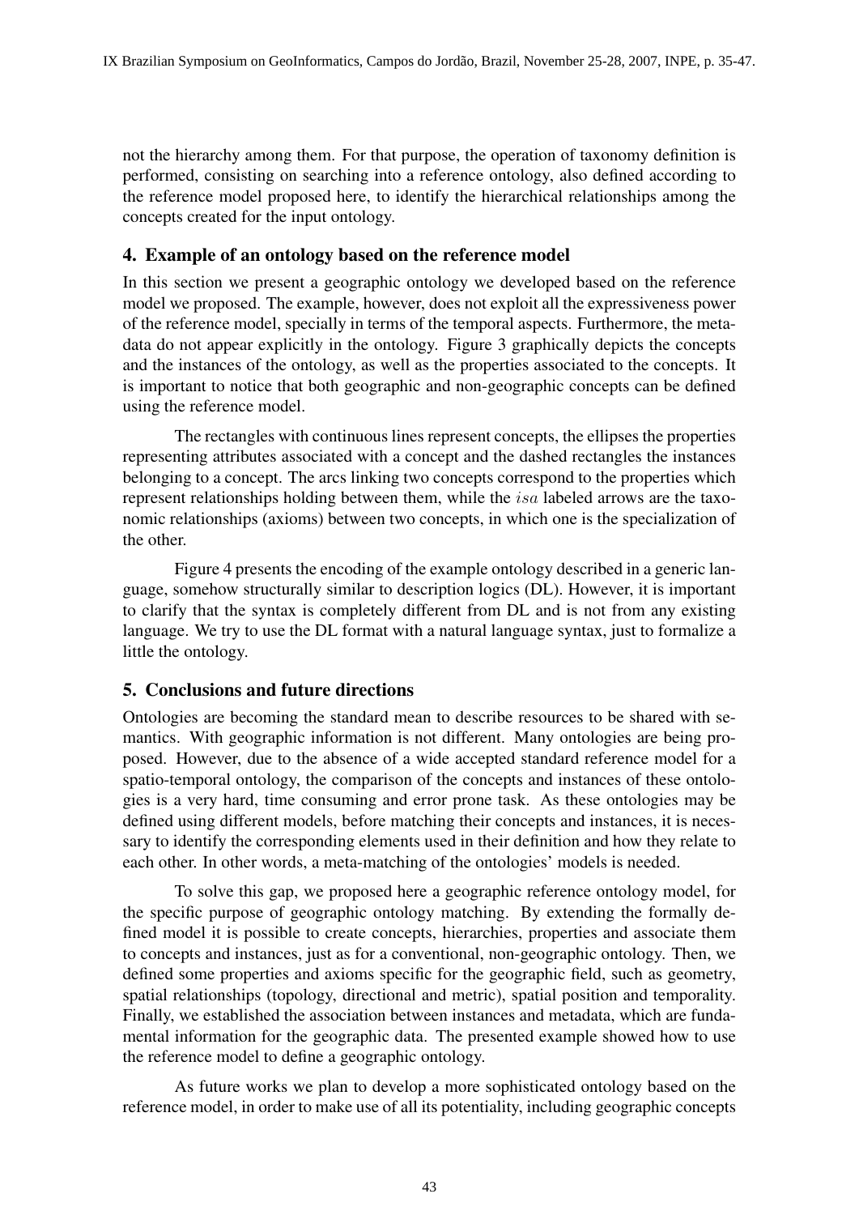not the hierarchy among them. For that purpose, the operation of taxonomy definition is performed, consisting on searching into a reference ontology, also defined according to the reference model proposed here, to identify the hierarchical relationships among the concepts created for the input ontology.

## 4. Example of an ontology based on the reference model

In this section we present a geographic ontology we developed based on the reference model we proposed. The example, however, does not exploit all the expressiveness power of the reference model, specially in terms of the temporal aspects. Furthermore, the metadata do not appear explicitly in the ontology. Figure 3 graphically depicts the concepts and the instances of the ontology, as well as the properties associated to the concepts. It is important to notice that both geographic and non-geographic concepts can be defined using the reference model.

The rectangles with continuous lines represent concepts, the ellipses the properties representing attributes associated with a concept and the dashed rectangles the instances belonging to a concept. The arcs linking two concepts correspond to the properties which represent relationships holding between them, while the $isa$ labeled arrows are the taxonomic relationships (axioms) between two concepts, in which one is the specialization of the other.

Figure 4 presents the encoding of the example ontology described in a generic language, somehow structurally similar to description logics (DL). However, it is important to clarify that the syntax is completely different from DL and is not from any existing language. We try to use the DL format with a natural language syntax, just to formalize a little the ontology.

## 5. Conclusions and future directions

Ontologies are becoming the standard mean to describe resources to be shared with semantics. With geographic information is not different. Many ontologies are being proposed. However, due to the absence of a wide accepted standard reference model for a spatio-temporal ontology, the comparison of the concepts and instances of these ontologies is a very hard, time consuming and error prone task. As these ontologies may be defined using different models, before matching their concepts and instances, it is necessary to identify the corresponding elements used in their definition and how they relate to each other. In other words, a meta-matching of the ontologies' models is needed.

To solve this gap, we proposed here a geographic reference ontology model, for the specific purpose of geographic ontology matching. By extending the formally defined model it is possible to create concepts, hierarchies, properties and associate them to concepts and instances, just as for a conventional, non-geographic ontology. Then, we defined some properties and axioms specific for the geographic field, such as geometry, spatial relationships (topology, directional and metric), spatial position and temporality. Finally, we established the association between instances and metadata, which are fundamental information for the geographic data. The presented example showed how to use the reference model to define a geographic ontology.

As future works we plan to develop a more sophisticated ontology based on the reference model, in order to make use of all its potentiality, including geographic concepts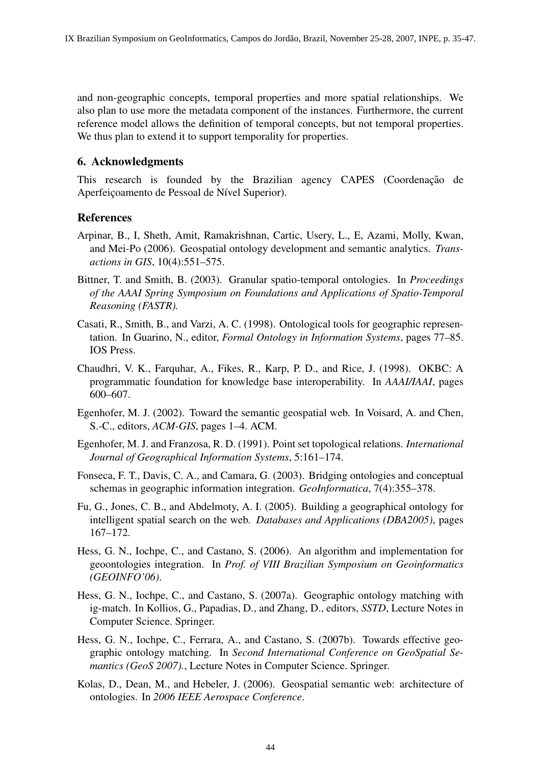and non-geographic concepts, temporal properties and more spatial relationships. We also plan to use more the metadata component of the instances. Furthermore, the current reference model allows the definition of temporal concepts, but not temporal properties. We thus plan to extend it to support temporality for properties.

## 6. Acknowledgments

This research is founded by the Brazilian agency CAPES (Coordenação de Aperfeiçoamento de Pessoal de Nível Superior).

## References

Arpinar, B., I, Sheth, Amit, Ramakrishnan, Cartic, Usery, L., E, Azami, Molly, Kwan, and Mei-Po (2006). Geospatial ontology development and semantic analytics. *Transactions in GIS*, 10(4):551–575.

Bittner, T. and Smith, B. (2003). Granular spatio-temporal ontologies. In *Proceedings of the AAAI Spring Symposium on Foundations and Applications of Spatio-Temporal Reasoning (FASTR).*

Casati, R., Smith, B., and Varzi, A. C. (1998). Ontological tools for geographic representation. In Guarino, N., editor, *Formal Ontology in Information Systems*, pages 77–85. IOS Press.

Chaudhri, V. K., Farquhar, A., Fikes, R., Karp, P. D., and Rice, J. (1998). OKBC: A programmatic foundation for knowledge base interoperability. In *AAAI/IAAI*, pages 600–607.

Egenhofer, M. J. (2002). Toward the semantic geospatial web. In Voisard, A. and Chen, S.-C., editors, *ACM-GIS*, pages 1–4. ACM.

Egenhofer, M. J. and Franzosa, R. D. (1991). Point set topological relations. *International Journal of Geographical Information Systems*, 5:161–174.

Fonseca, F. T., Davis, C. A., and Camara, G. (2003). Bridging ontologies and conceptual schemas in geographic information integration. *GeoInformatica*, 7(4):355–378.

Fu, G., Jones, C. B., and Abdelmoty, A. I. (2005). Building a geographical ontology for intelligent spatial search on the web. *Databases and Applications (DBA2005)*, pages 167–172.

Hess, G. N., Iochpe, C., and Castano, S. (2006). An algorithm and implementation for geoontologies integration. In *Prof. of VIII Brazilian Symposium on Geoinformatics (GEOINFO'06)*.

Hess, G. N., Iochpe, C., and Castano, S. (2007a). Geographic ontology matching with ig-match. In Kollios, G., Papadias, D., and Zhang, D., editors, *SSTD*, Lecture Notes in Computer Science. Springer.

Hess, G. N., Iochpe, C., Ferrara, A., and Castano, S. (2007b). Towards effective geographic ontology matching. In *Second International Conference on GeoSpatial Semantics (GeoS 2007).*, Lecture Notes in Computer Science. Springer.

Kolas, D., Dean, M., and Hebeler, J. (2006). Geospatial semantic web: architecture of ontologies. In *2006 IEEE Aerospace Conference*.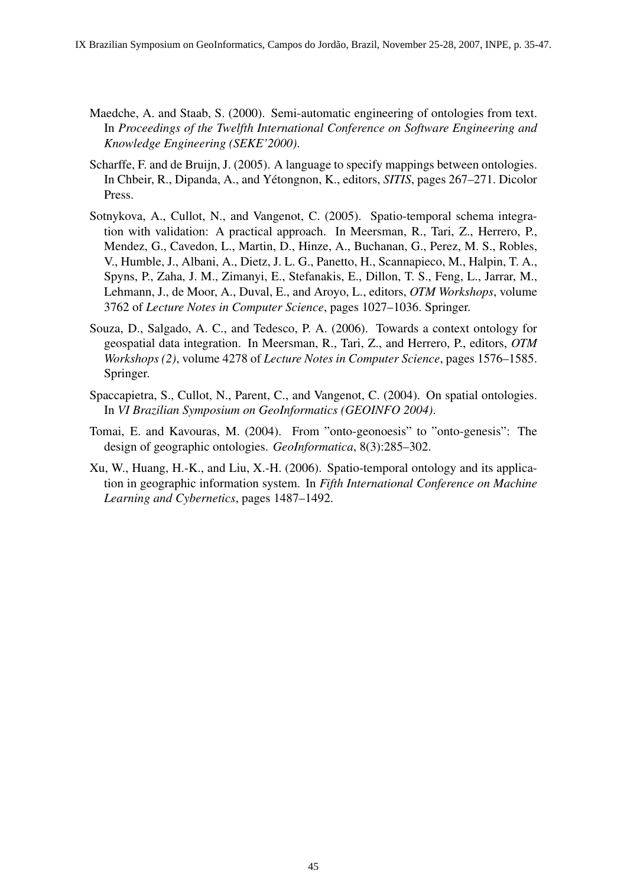Maedche, A. and Staab, S. (2000). Semi-automatic engineering of ontologies from text. In *Proceedings of the Twelfth International Conference on Software Engineering and Knowledge Engineering (SEKE'2000)*.

Scharffe, F. and de Bruijn, J. (2005). A language to specify mappings between ontologies. In Chbeir, R., Dipanda, A., and Yétongnon, K., editors, *SITIS*, pages 267–271. Dicolor Press.

Sotnykova, A., Cullot, N., and Vangenot, C. (2005). Spatio-temporal schema integration with validation: A practical approach. In Meersman, R., Tari, Z., Herrero, P., Mendez, G., Cavedon, L., Martin, D., Hinze, A., Buchanan, G., Perez, M. S., Robles, V., Humble, J., Albani, A., Dietz, J. L. G., Panetto, H., Scannapieco, M., Halpin, T. A., Spyns, P., Zaha, J. M., Zimanyi, E., Stefanakis, E., Dillon, T. S., Feng, L., Jarrar, M., Lehmann, J., de Moor, A., Duval, E., and Aroyo, L., editors, *OTM Workshops*, volume 3762 of *Lecture Notes in Computer Science*, pages 1027–1036. Springer.

Souza, D., Salgado, A. C., and Tedesco, P. A. (2006). Towards a context ontology for geospatial data integration. In Meersman, R., Tari, Z., and Herrero, P., editors, *OTM Workshops (2)*, volume 4278 of *Lecture Notes in Computer Science*, pages 1576–1585. Springer.

Spaccapietra, S., Cullot, N., Parent, C., and Vangenot, C. (2004). On spatial ontologies. In *VI Brazilian Symposium on GeoInformatics (GEOINFO 2004)*.

Tomai, E. and Kavouras, M. (2004). From "onto-geonoesis" to "onto-genesis": The design of geographic ontologies. *GeoInformatica*, 8(3):285–302.

Xu, W., Huang, H.-K., and Liu, X.-H. (2006). Spatio-temporal ontology and its application in geographic information system. In *Fifth International Conference on Machine Learning and Cybernetics*, pages 1487–1492.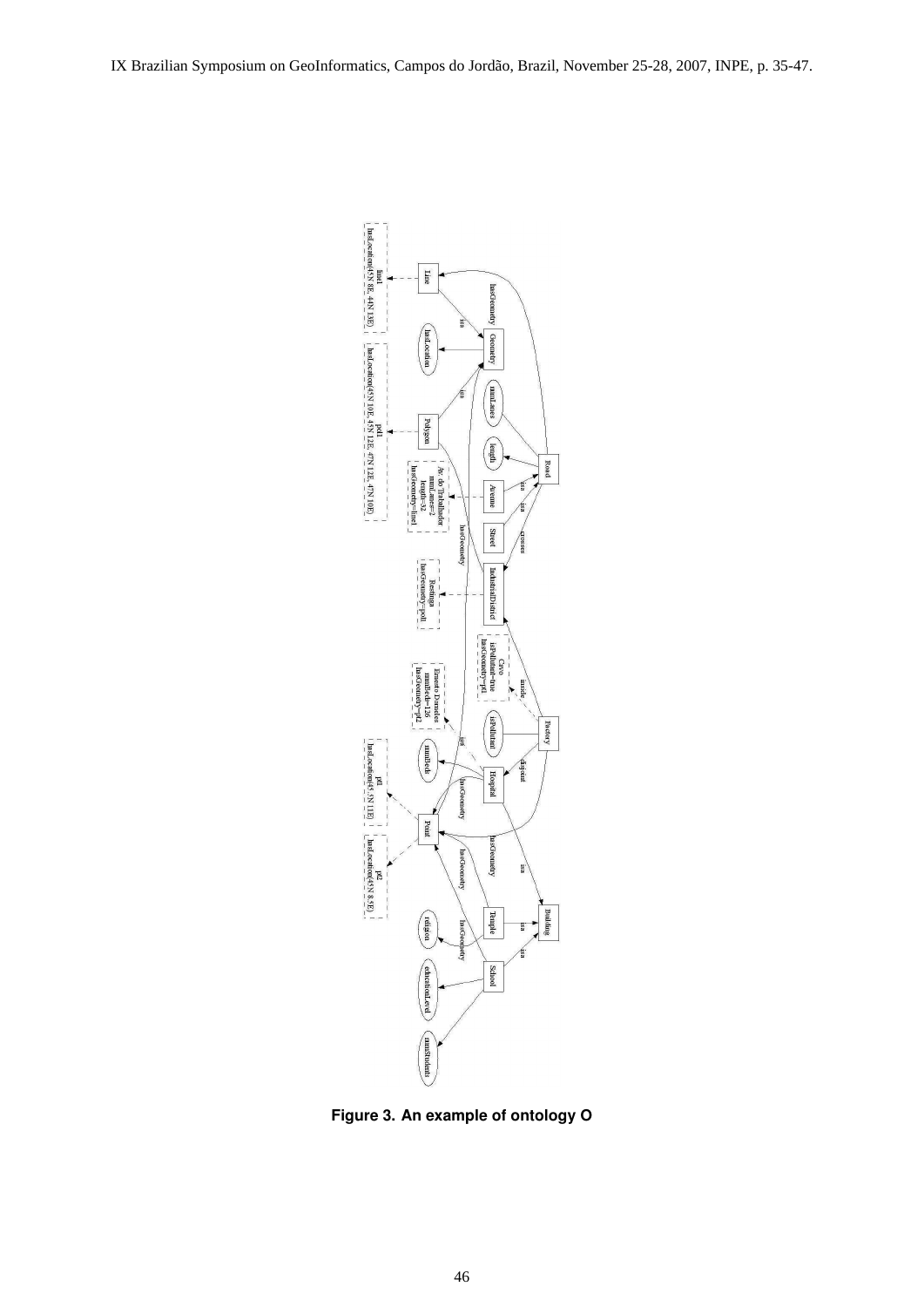**Figure 3. An example of ontology O**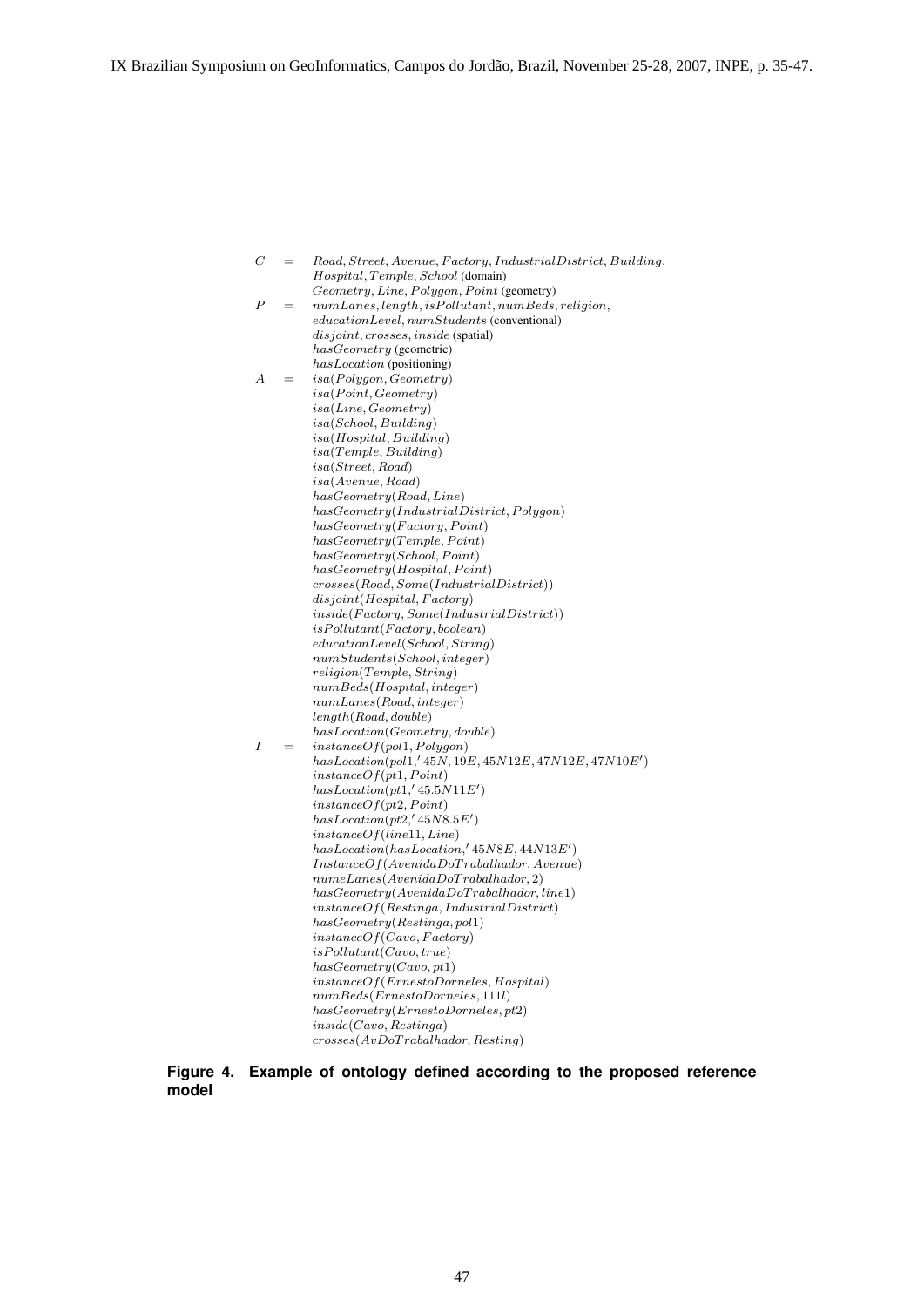$$
\begin{array}{lll}
C & = & Road, Street, Avenue, Factory, IndustrialDistrict, Building, \\
 & & Hospital, Temple, School \text{ (domain)} \\
 & & Geometry, Line, Polygon, Point \text{ (geometry)} \\
P & = & numLanes, length, isPollutant, numBeds, religion, \\
 & & educationLevel, numStudents \text{ (conventional)} \\
 & & disjoint, crosses, inside \text{ (spatial)} \\
 & & hasGeometry \text{ (geometric)} \\
 & & hasLocation \text{ (positioning)} \\
A & = & isa(Polygon, Geometry) \\
 & & isa(Point, Geometry) \\
 & & isa(Line, Geometry) \\
 & & isa(School, Building) \\
 & & isa(Hospital, Building) \\
 & & isa(Temple, Building) \\
 & & isa(Street, Road) \\
 & & isa(Avenue, Road) \\
 & & hasGeometry(Road, Line) \\
 & & hasGeometry(IndustrialDistrict, Polygon) \\
 & & hasGeometry(Factory, Point) \\
 & & hasGeometry(Temple, Point) \\
 & & hasGeometry(School, Point) \\
 & & hasGeometry(Hospital, Point) \\
 & & crosses(Road, Some(IndustrialDistrict)) \\
 & & disjoint(Hospital, Factory) \\
 & & inside(Factory, Some(IndustrialDistrict)) \\
 & & isPollutant(Factory, boolean) \\
 & & educationLevel(School, String) \\
 & & numStudents(School, integer) \\
 & & religion(Temple, String) \\
 & & numBeds(Hospital, integer) \\
 & & numLanes(Road, integer) \\
 & & length(Road, double) \\
 & & hasLocation(Geometry, double) \\
I & = & instanceOf(pol1, Polygon) \\
 & & hasLocation(pol1, '45N, 19E, 45N12E, 47N12E, 47N10E') \\
 & & instanceOf(pt1, Point) \\
 & & hasLocation(pt1, '45.5N11E') \\
 & & instanceOf(pt2, Point) \\
 & & hasLocation(pt2, '45N8.5E') \\
 & & instanceOf(line11, Line) \\
 & & hasLocation(hasLocation, '45N8E, 44N13E') \\
 & & InstanceOf(AvenidaDoTrabalhador, Avenue) \\
 & & numeLanes(AvenidaDoTrabalhador, 2) \\
 & & hasGeometry(AvenidaDoTrabalhador, line1) \\
 & & instanceOf(Restinga, IndustrialDistrict) \\
 & & hasGeometry(Restinga, pol1) \\
 & & instanceOf(Cavo, Factory) \\
 & & isPollutant(Cavo, true) \\
 & & hasGeometry(Cavo, pt1) \\
 & & instanceOf(ErnestoDorneles, Hospital) \\
 & & numBeds(ErnestoDorneles, 111l) \\
 & & hasGeometry(ErnestoDorneles, pt2) \\
 & & inside(Cavo, Restinga) \\
 & & crosses(AvDoTrabalhador, Resting)
\end{array}
$$

**Figure 4. Example of ontology defined according to the proposed reference model**